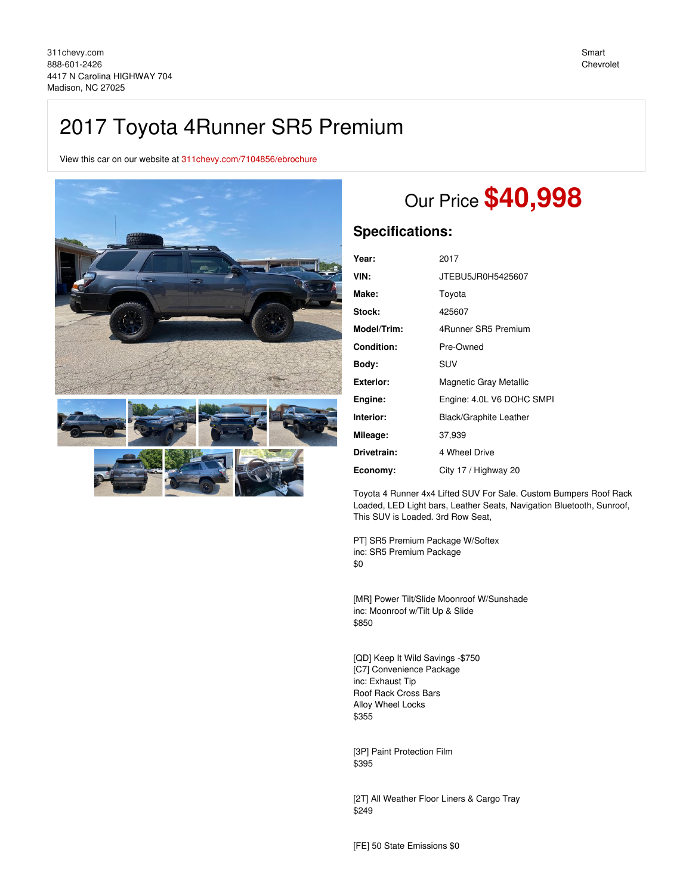311chevy.com
888-601-2426
4417 N Carolina HIGHWAY 704
Madison, NC 27025

Smart Chevrolet

# 2017 Toyota 4Runner SR5 Premium

View this car on our website at 311chevy.com/7104856/ebrochure

## Our Price $40,998

### Specifications:

| | |
|---|---|
| **Year:** | 2017 |
| **VIN:** | JTEBU5JR0H5425607 |
| **Make:** | Toyota |
| **Stock:** | 425607 |
| **Model/Trim:** | 4Runner SR5 Premium |
| **Condition:** | Pre-Owned |
| **Body:** | SUV |
| **Exterior:** | Magnetic Gray Metallic |
| **Engine:** | Engine: 4.0L V6 DOHC SMPI |
| **Interior:** | Black/Graphite Leather |
| **Mileage:** | 37,939 |
| **Drivetrain:** | 4 Wheel Drive |
| **Economy:** | City 17 / Highway 20 |

Toyota 4 Runner 4x4 Lifted SUV For Sale. Custom Bumpers Roof Rack Loaded, LED Light bars, Leather Seats, Navigation Bluetooth, Sunroof, This SUV is Loaded. 3rd Row Seat,

PT] SR5 Premium Package W/Softex
inc: SR5 Premium Package
$0

[MR] Power Tilt/Slide Moonroof W/Sunshade
inc: Moonroof w/Tilt Up & Slide
$850

[QD] Keep It Wild Savings -$750
[C7] Convenience Package
inc: Exhaust Tip
Roof Rack Cross Bars
Alloy Wheel Locks
$355

[3P] Paint Protection Film
$395

[2T] All Weather Floor Liners & Cargo Tray
$249

[FE] 50 State Emissions $0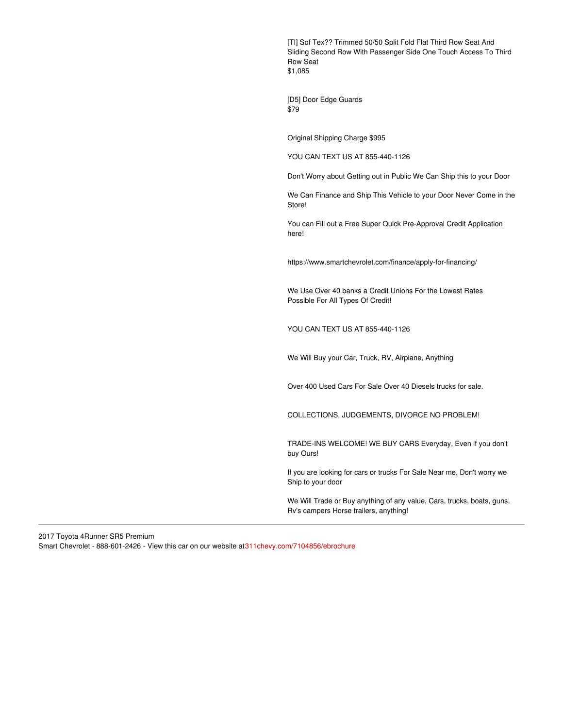[TI] Sof Tex?? Trimmed 50/50 Split Fold Flat Third Row Seat And Sliding Second Row With Passenger Side One Touch Access To Third Row Seat
$1,085

[D5] Door Edge Guards
$79

Original Shipping Charge $995

YOU CAN TEXT US AT 855-440-1126

Don't Worry about Getting out in Public We Can Ship this to your Door

We Can Finance and Ship This Vehicle to your Door Never Come in the Store!

You can Fill out a Free Super Quick Pre-Approval Credit Application here!

https://www.smartchevrolet.com/finance/apply-for-financing/

We Use Over 40 banks a Credit Unions For the Lowest Rates Possible For All Types Of Credit!

YOU CAN TEXT US AT 855-440-1126

We Will Buy your Car, Truck, RV, Airplane, Anything

Over 400 Used Cars For Sale Over 40 Diesels trucks for sale.

COLLECTIONS, JUDGEMENTS, DIVORCE NO PROBLEM!

TRADE-INS WELCOME! WE BUY CARS Everyday, Even if you don't buy Ours!

If you are looking for cars or trucks For Sale Near me, Don't worry we Ship to your door

We Will Trade or Buy anything of any value, Cars, trucks, boats, guns, Rv's campers Horse trailers, anything!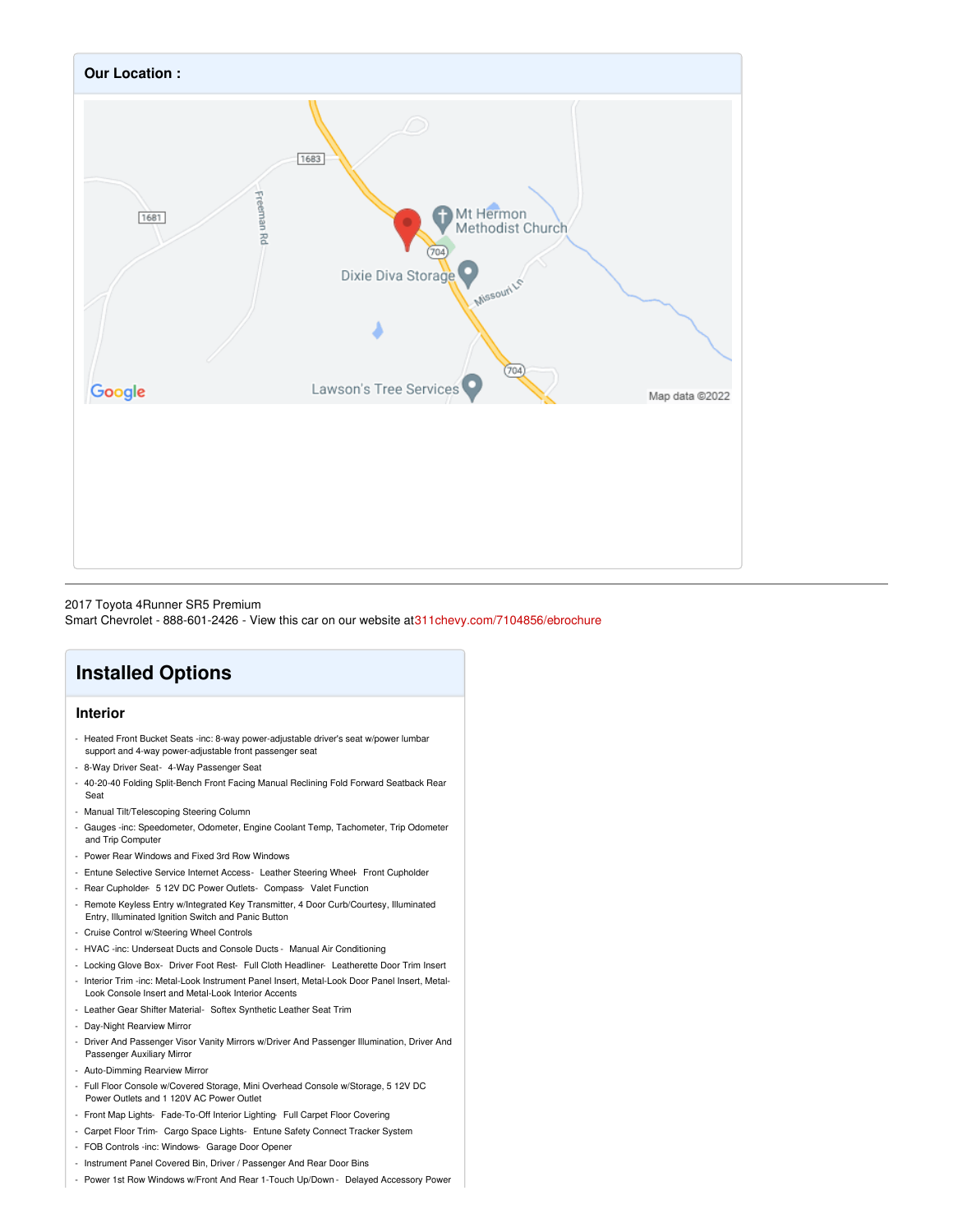## Our Location :

2017 Toyota 4Runner SR5 Premium
Smart Chevrolet - 888-601-2426 - View this car on our website at 311chevy.com/7104856/ebrochure

# Installed Options

### Interior

- Heated Front Bucket Seats -inc: 8-way power-adjustable driver's seat w/power lumbar support and 4-way power-adjustable front passenger seat
- 8-Way Driver Seat- 4-Way Passenger Seat
- 40-20-40 Folding Split-Bench Front Facing Manual Reclining Fold Forward Seatback Rear Seat
- Manual Tilt/Telescoping Steering Column
- Gauges -inc: Speedometer, Odometer, Engine Coolant Temp, Tachometer, Trip Odometer and Trip Computer
- Power Rear Windows and Fixed 3rd Row Windows
- Entune Selective Service Internet Access- Leather Steering Wheel- Front Cupholder
- Rear Cupholder- 5 12V DC Power Outlets- Compass- Valet Function
- Remote Keyless Entry w/Integrated Key Transmitter, 4 Door Curb/Courtesy, Illuminated Entry, Illuminated Ignition Switch and Panic Button
- Cruise Control w/Steering Wheel Controls
- HVAC -inc: Underseat Ducts and Console Ducts - Manual Air Conditioning
- Locking Glove Box- Driver Foot Rest- Full Cloth Headliner- Leatherette Door Trim Insert
- Interior Trim -inc: Metal-Look Instrument Panel Insert, Metal-Look Door Panel Insert, Metal-Look Console Insert and Metal-Look Interior Accents
- Leather Gear Shifter Material- Softex Synthetic Leather Seat Trim
- Day-Night Rearview Mirror
- Driver And Passenger Visor Vanity Mirrors w/Driver And Passenger Illumination, Driver And Passenger Auxiliary Mirror
- Auto-Dimming Rearview Mirror
- Full Floor Console w/Covered Storage, Mini Overhead Console w/Storage, 5 12V DC Power Outlets and 1 120V AC Power Outlet
- Front Map Lights- Fade-To-Off Interior Lighting- Full Carpet Floor Covering
- Carpet Floor Trim- Cargo Space Lights- Entune Safety Connect Tracker System
- FOB Controls -inc: Windows- Garage Door Opener
- Instrument Panel Covered Bin, Driver / Passenger And Rear Door Bins
- Power 1st Row Windows w/Front And Rear 1-Touch Up/Down - Delayed Accessory Power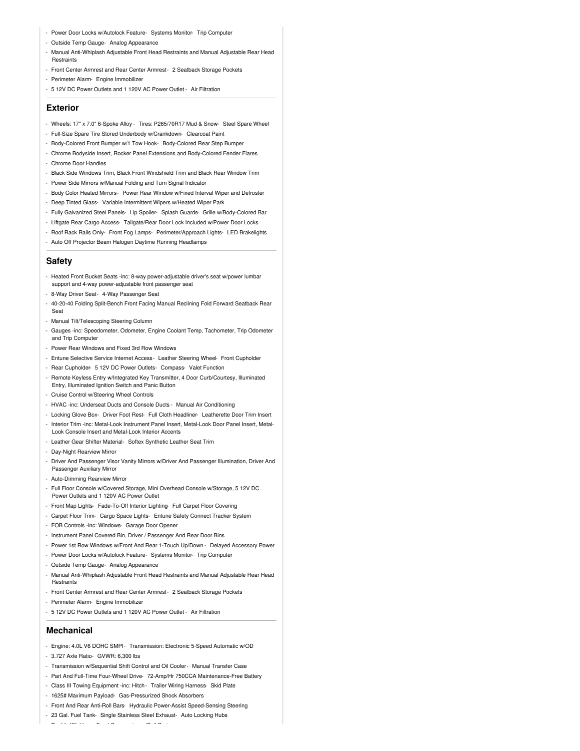- Power Door Locks w/Autolock Feature- Systems Monitor- Trip Computer
- Outside Temp Gauge- Analog Appearance
- Manual Anti-Whiplash Adjustable Front Head Restraints and Manual Adjustable Rear Head Restraints
- Front Center Armrest and Rear Center Armrest - 2 Seatback Storage Pockets
- Perimeter Alarm- Engine Immobilizer
- 5 12V DC Power Outlets and 1 120V AC Power Outlet - Air Filtration

## Exterior

- Wheels: 17" x 7.0" 6-Spoke Alloy - Tires: P265/70R17 Mud & Snow- Steel Spare Wheel
- Full-Size Spare Tire Stored Underbody w/Crankdown- Clearcoat Paint
- Body-Colored Front Bumper w/1 Tow Hook- Body-Colored Rear Step Bumper
- Chrome Bodyside Insert, Rocker Panel Extensions and Body-Colored Fender Flares
- Chrome Door Handles
- Black Side Windows Trim, Black Front Windshield Trim and Black Rear Window Trim
- Power Side Mirrors w/Manual Folding and Turn Signal Indicator
- Body Color Heated Mirrors- Power Rear Window w/Fixed Interval Wiper and Defroster
- Deep Tinted Glass- Variable Intermittent Wipers w/Heated Wiper Park
- Fully Galvanized Steel Panels- Lip Spoiler- Splash Guards- Grille w/Body-Colored Bar
- Liftgate Rear Cargo Access- Tailgate/Rear Door Lock Included w/Power Door Locks
- Roof Rack Rails Only- Front Fog Lamps- Perimeter/Approach Lights- LED Brakelights
- Auto Off Projector Beam Halogen Daytime Running Headlamps

## Safety

- Heated Front Bucket Seats -inc: 8-way power-adjustable driver's seat w/power lumbar support and 4-way power-adjustable front passenger seat
- 8-Way Driver Seat- 4-Way Passenger Seat
- 40-20-40 Folding Split-Bench Front Facing Manual Reclining Fold Forward Seatback Rear Seat
- Manual Tilt/Telescoping Steering Column
- Gauges -inc: Speedometer, Odometer, Engine Coolant Temp, Tachometer, Trip Odometer and Trip Computer
- Power Rear Windows and Fixed 3rd Row Windows
- Entune Selective Service Internet Access- Leather Steering Wheel- Front Cupholder
- Rear Cupholder- 5 12V DC Power Outlets- Compass- Valet Function
- Remote Keyless Entry w/Integrated Key Transmitter, 4 Door Curb/Courtesy, Illuminated Entry, Illuminated Ignition Switch and Panic Button
- Cruise Control w/Steering Wheel Controls
- HVAC -inc: Underseat Ducts and Console Ducts - Manual Air Conditioning
- Locking Glove Box- Driver Foot Rest- Full Cloth Headliner- Leatherette Door Trim Insert
- Interior Trim -inc: Metal-Look Instrument Panel Insert, Metal-Look Door Panel Insert, Metal-Look Console Insert and Metal-Look Interior Accents
- Leather Gear Shifter Material- Softex Synthetic Leather Seat Trim
- Day-Night Rearview Mirror
- Driver And Passenger Visor Vanity Mirrors w/Driver And Passenger Illumination, Driver And Passenger Auxiliary Mirror
- Auto-Dimming Rearview Mirror
- Full Floor Console w/Covered Storage, Mini Overhead Console w/Storage, 5 12V DC Power Outlets and 1 120V AC Power Outlet
- Front Map Lights- Fade-To-Off Interior Lighting- Full Carpet Floor Covering
- Carpet Floor Trim- Cargo Space Lights- Entune Safety Connect Tracker System
- FOB Controls -inc: Windows- Garage Door Opener
- Instrument Panel Covered Bin, Driver / Passenger And Rear Door Bins
- Power 1st Row Windows w/Front And Rear 1-Touch Up/Down - Delayed Accessory Power
- Power Door Locks w/Autolock Feature- Systems Monitor- Trip Computer
- Outside Temp Gauge- Analog Appearance
- Manual Anti-Whiplash Adjustable Front Head Restraints and Manual Adjustable Rear Head Restraints
- Front Center Armrest and Rear Center Armrest - 2 Seatback Storage Pockets
- Perimeter Alarm- Engine Immobilizer
- 5 12V DC Power Outlets and 1 120V AC Power Outlet - Air Filtration

## Mechanical

- Engine: 4.0L V6 DOHC SMPI - Transmission: Electronic 5-Speed Automatic w/OD
- 3.727 Axle Ratio- GVWR: 6,300 lbs
- Transmission w/Sequential Shift Control and Oil Cooler - Manual Transfer Case
- Part And Full-Time Four-Wheel Drive- 72-Amp/Hr 750CCA Maintenance-Free Battery
- Class III Towing Equipment -inc: Hitch - Trailer Wiring Harness- Skid Plate
- 1625# Maximum Payload- Gas-Pressurized Shock Absorbers
- Front And Rear Anti-Roll Bars- Hydraulic Power-Assist Speed-Sensing Steering
- 23 Gal. Fuel Tank- Single Stainless Steel Exhaust- Auto Locking Hubs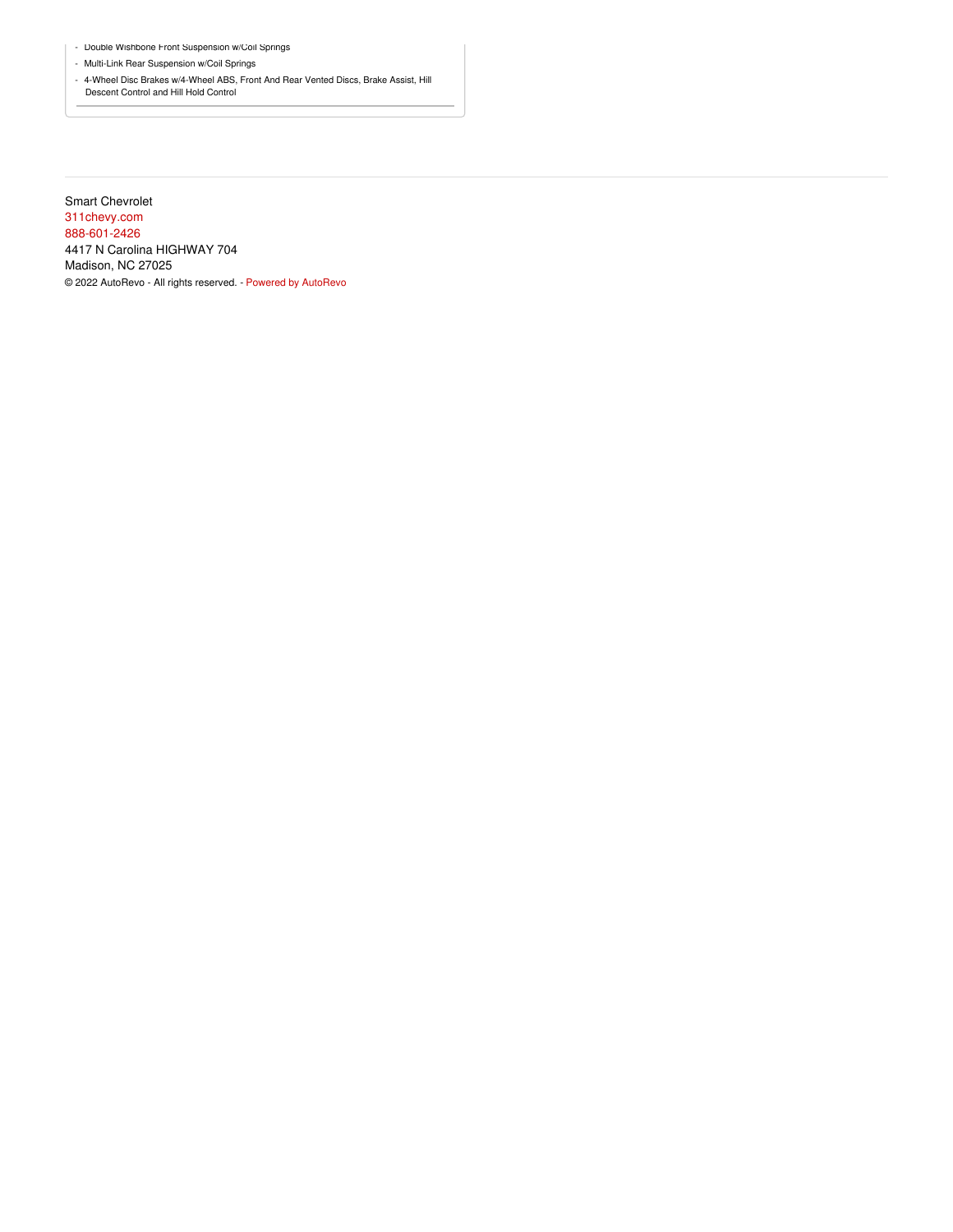- Double Wishbone Front Suspension w/Coil Springs
- Multi-Link Rear Suspension w/Coil Springs
- 4-Wheel Disc Brakes w/4-Wheel ABS, Front And Rear Vented Discs, Brake Assist, Hill Descent Control and Hill Hold Control

---

Smart Chevrolet
311chevy.com
888-601-2426
4417 N Carolina HIGHWAY 704
Madison, NC 27025

© 2022 AutoRevo - All rights reserved. - Powered by AutoRevo